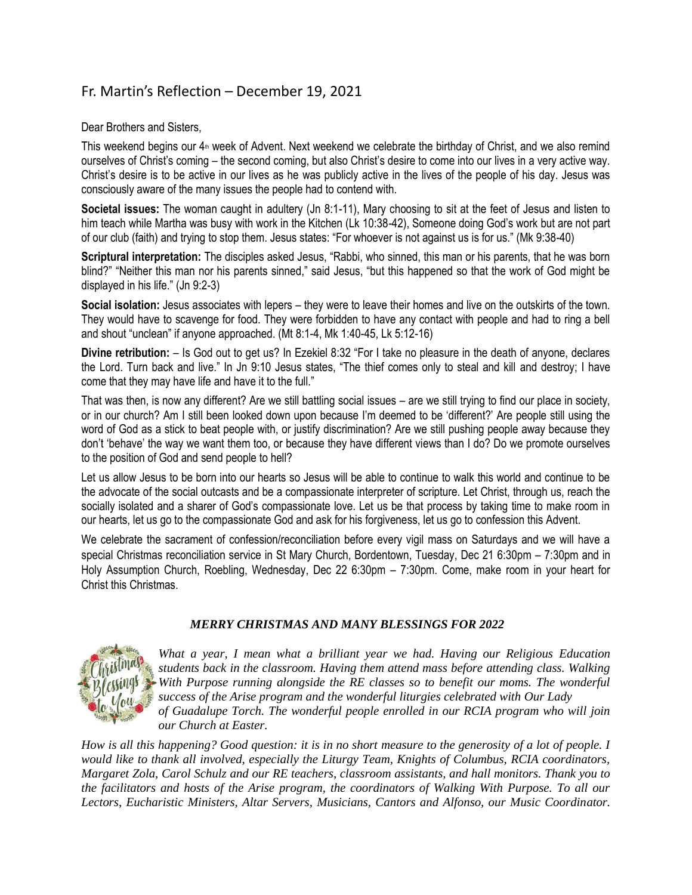# Fr. Martin's Reflection – December 19, 2021

Dear Brothers and Sisters,

This weekend begins our 4th week of Advent. Next weekend we celebrate the birthday of Christ, and we also remind ourselves of Christ's coming – the second coming, but also Christ's desire to come into our lives in a very active way. Christ's desire is to be active in our lives as he was publicly active in the lives of the people of his day. Jesus was consciously aware of the many issues the people had to contend with.

**Societal issues:** The woman caught in adultery (Jn 8:1-11), Mary choosing to sit at the feet of Jesus and listen to him teach while Martha was busy with work in the Kitchen (Lk 10:38-42), Someone doing God's work but are not part of our club (faith) and trying to stop them. Jesus states: "For whoever is not against us is for us." (Mk 9:38-40)

**Scriptural interpretation:** The disciples asked Jesus, "Rabbi, who sinned, this man or his parents, that he was born blind?" "Neither this man nor his parents sinned," said Jesus, "but this happened so that the work of God might be displayed in his life." (Jn 9:2-3)

**Social isolation:** Jesus associates with lepers – they were to leave their homes and live on the outskirts of the town. They would have to scavenge for food. They were forbidden to have any contact with people and had to ring a bell and shout "unclean" if anyone approached. (Mt 8:1-4, Mk 1:40-45, Lk 5:12-16)

**Divine retribution:** – Is God out to get us? In Ezekiel 8:32 "For I take no pleasure in the death of anyone, declares the Lord. Turn back and live." In Jn 9:10 Jesus states, "The thief comes only to steal and kill and destroy; I have come that they may have life and have it to the full."

That was then, is now any different? Are we still battling social issues – are we still trying to find our place in society, or in our church? Am I still been looked down upon because I'm deemed to be 'different?' Are people still using the word of God as a stick to beat people with, or justify discrimination? Are we still pushing people away because they don't 'behave' the way we want them too, or because they have different views than I do? Do we promote ourselves to the position of God and send people to hell?

Let us allow Jesus to be born into our hearts so Jesus will be able to continue to walk this world and continue to be the advocate of the social outcasts and be a compassionate interpreter of scripture. Let Christ, through us, reach the socially isolated and a sharer of God's compassionate love. Let us be that process by taking time to make room in our hearts, let us go to the compassionate God and ask for his forgiveness, let us go to confession this Advent.

We celebrate the sacrament of confession/reconciliation before every vigil mass on Saturdays and we will have a special Christmas reconciliation service in St Mary Church, Bordentown, Tuesday, Dec 21 6:30pm – 7:30pm and in Holy Assumption Church, Roebling, Wednesday, Dec 22 6:30pm – 7:30pm. Come, make room in your heart for Christ this Christmas.

***MERRY CHRISTMAS AND MANY BLESSINGS FOR 2022***

*What a year, I mean what a brilliant year we had. Having our Religious Education students back in the classroom. Having them attend mass before attending class. Walking With Purpose running alongside the RE classes so to benefit our moms. The wonderful success of the Arise program and the wonderful liturgies celebrated with Our Lady of Guadalupe Torch. The wonderful people enrolled in our RCIA program who will join our Church at Easter.*

*How is all this happening? Good question: it is in no short measure to the generosity of a lot of people. I would like to thank all involved, especially the Liturgy Team, Knights of Columbus, RCIA coordinators, Margaret Zola, Carol Schulz and our RE teachers, classroom assistants, and hall monitors. Thank you to the facilitators and hosts of the Arise program, the coordinators of Walking With Purpose. To all our Lectors, Eucharistic Ministers, Altar Servers, Musicians, Cantors and Alfonso, our Music Coordinator.*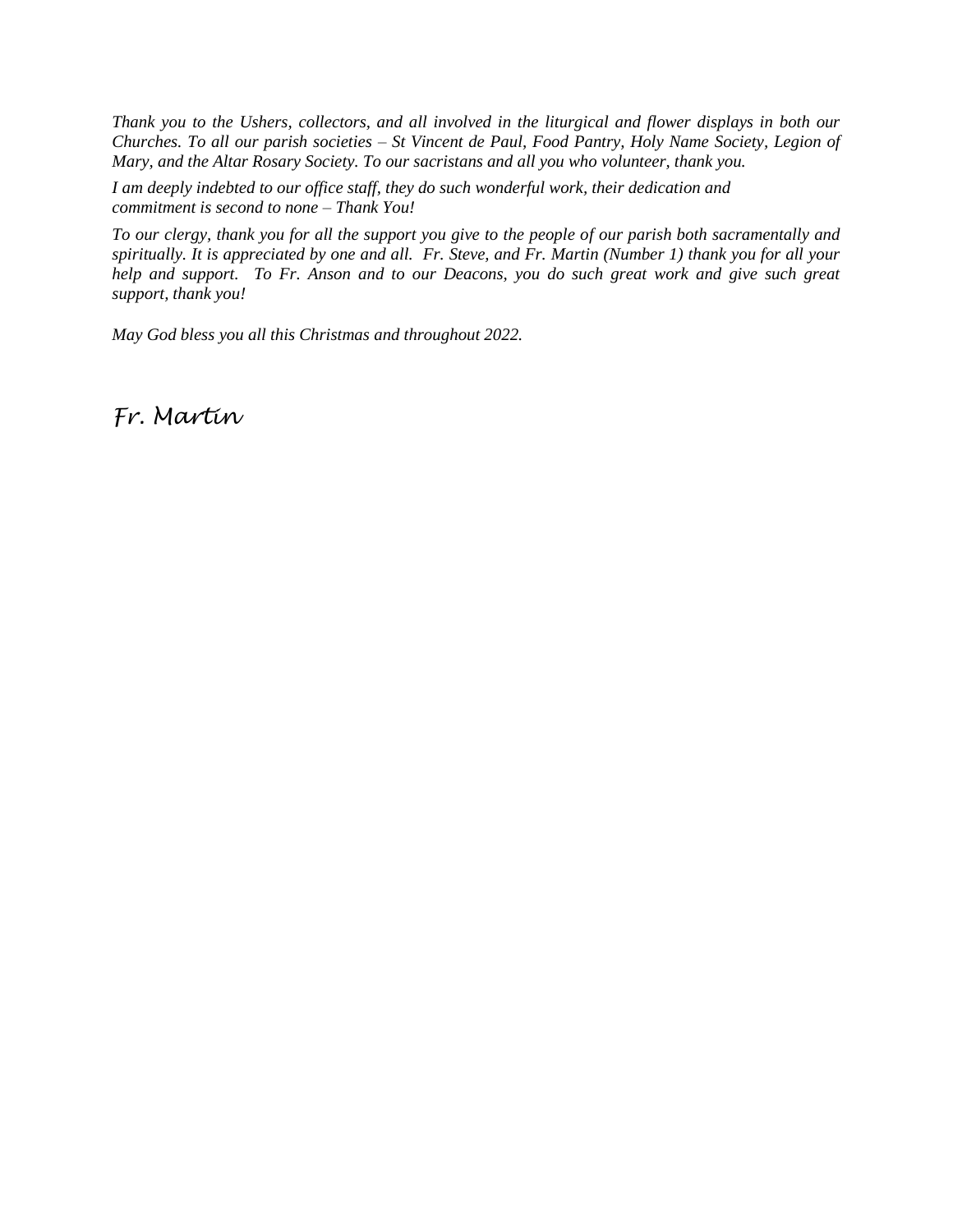*Thank you to the Ushers, collectors, and all involved in the liturgical and flower displays in both our Churches. To all our parish societies – St Vincent de Paul, Food Pantry, Holy Name Society, Legion of Mary, and the Altar Rosary Society. To our sacristans and all you who volunteer, thank you.*

*I am deeply indebted to our office staff, they do such wonderful work, their dedication and commitment is second to none – Thank You!*

*To our clergy, thank you for all the support you give to the people of our parish both sacramentally and spiritually. It is appreciated by one and all. Fr. Steve, and Fr. Martin (Number 1) thank you for all your help and support. To Fr. Anson and to our Deacons, you do such great work and give such great support, thank you!*

*May God bless you all this Christmas and throughout 2022.*

*Fr. Martin*